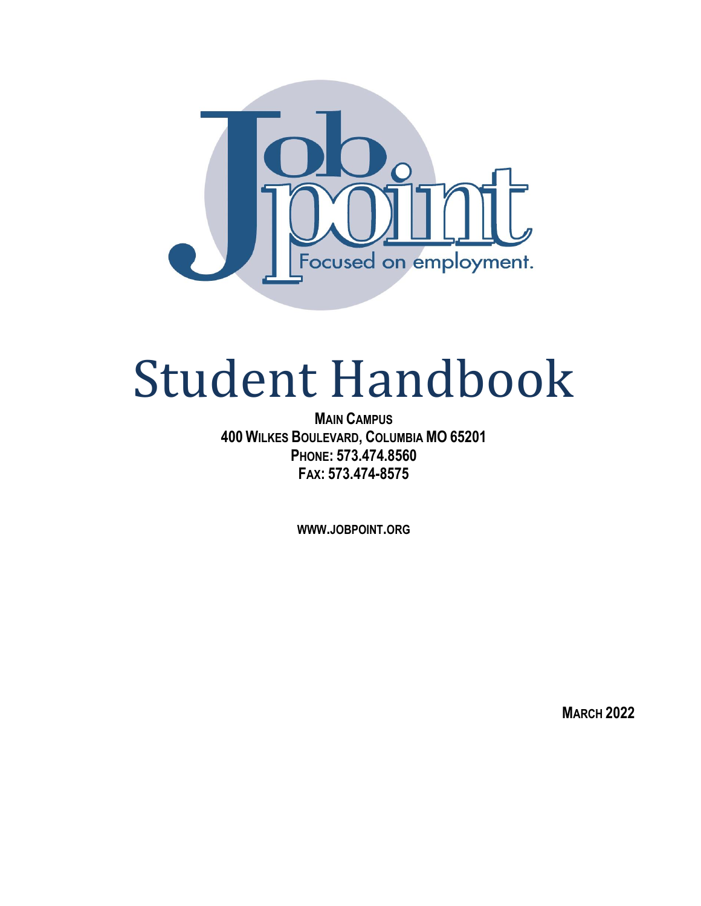Job point

Focused on employment.

# Student Handbook

**MAIN CAMPUS**
**400 WILKES BOULEVARD, COLUMBIA MO 65201**
**PHONE: 573.474.8560**
**FAX: 573.474-8575**

**WWW.JOBPOINT.ORG**

**MARCH 2022**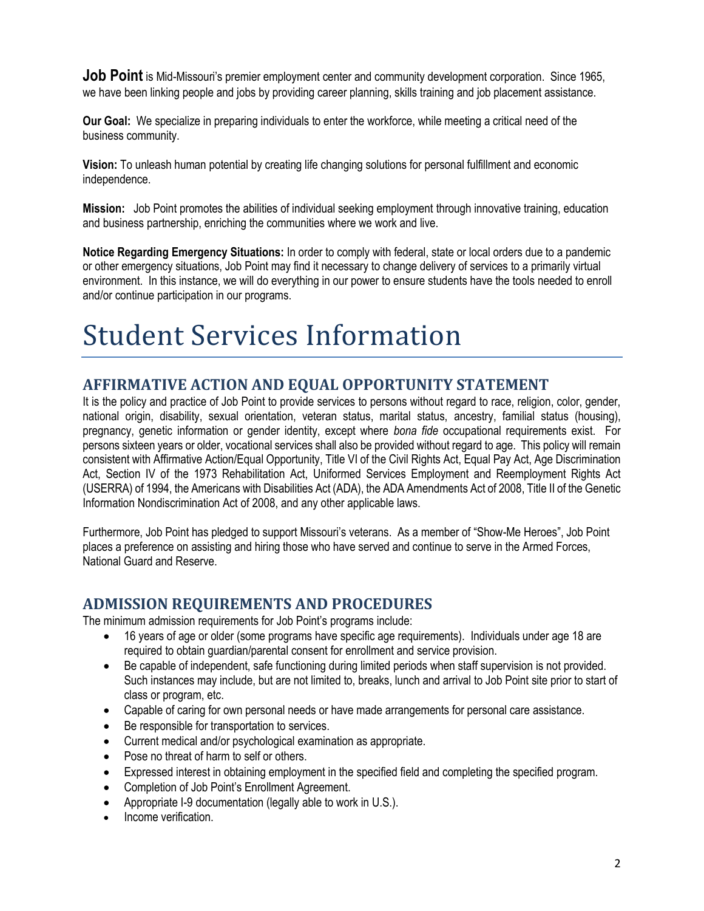**Job Point** is Mid-Missouri's premier employment center and community development corporation. Since 1965, we have been linking people and jobs by providing career planning, skills training and job placement assistance.

**Our Goal:** We specialize in preparing individuals to enter the workforce, while meeting a critical need of the business community.

**Vision:** To unleash human potential by creating life changing solutions for personal fulfillment and economic independence.

**Mission:** Job Point promotes the abilities of individual seeking employment through innovative training, education and business partnership, enriching the communities where we work and live.

**Notice Regarding Emergency Situations:** In order to comply with federal, state or local orders due to a pandemic or other emergency situations, Job Point may find it necessary to change delivery of services to a primarily virtual environment. In this instance, we will do everything in our power to ensure students have the tools needed to enroll and/or continue participation in our programs.

# Student Services Information

## AFFIRMATIVE ACTION AND EQUAL OPPORTUNITY STATEMENT

It is the policy and practice of Job Point to provide services to persons without regard to race, religion, color, gender, national origin, disability, sexual orientation, veteran status, marital status, ancestry, familial status (housing), pregnancy, genetic information or gender identity, except where *bona fide* occupational requirements exist. For persons sixteen years or older, vocational services shall also be provided without regard to age. This policy will remain consistent with Affirmative Action/Equal Opportunity, Title VI of the Civil Rights Act, Equal Pay Act, Age Discrimination Act, Section IV of the 1973 Rehabilitation Act, Uniformed Services Employment and Reemployment Rights Act (USERRA) of 1994, the Americans with Disabilities Act (ADA), the ADA Amendments Act of 2008, Title II of the Genetic Information Nondiscrimination Act of 2008, and any other applicable laws.

Furthermore, Job Point has pledged to support Missouri's veterans. As a member of "Show-Me Heroes", Job Point places a preference on assisting and hiring those who have served and continue to serve in the Armed Forces, National Guard and Reserve.

## ADMISSION REQUIREMENTS AND PROCEDURES

The minimum admission requirements for Job Point's programs include:

- 16 years of age or older (some programs have specific age requirements). Individuals under age 18 are required to obtain guardian/parental consent for enrollment and service provision.
- Be capable of independent, safe functioning during limited periods when staff supervision is not provided. Such instances may include, but are not limited to, breaks, lunch and arrival to Job Point site prior to start of class or program, etc.
- Capable of caring for own personal needs or have made arrangements for personal care assistance.
- Be responsible for transportation to services.
- Current medical and/or psychological examination as appropriate.
- Pose no threat of harm to self or others.
- Expressed interest in obtaining employment in the specified field and completing the specified program.
- Completion of Job Point's Enrollment Agreement.
- Appropriate I-9 documentation (legally able to work in U.S.).
- Income verification.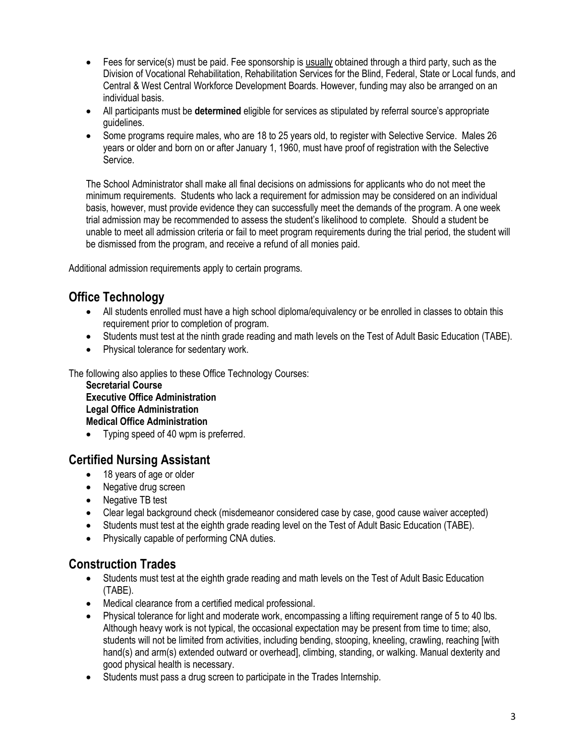- Fees for service(s) must be paid. Fee sponsorship is usually obtained through a third party, such as the Division of Vocational Rehabilitation, Rehabilitation Services for the Blind, Federal, State or Local funds, and Central & West Central Workforce Development Boards. However, funding may also be arranged on an individual basis.
- All participants must be **determined** eligible for services as stipulated by referral source's appropriate guidelines.
- Some programs require males, who are 18 to 25 years old, to register with Selective Service. Males 26 years or older and born on or after January 1, 1960, must have proof of registration with the Selective Service.

The School Administrator shall make all final decisions on admissions for applicants who do not meet the minimum requirements. Students who lack a requirement for admission may be considered on an individual basis, however, must provide evidence they can successfully meet the demands of the program. A one week trial admission may be recommended to assess the student's likelihood to complete. Should a student be unable to meet all admission criteria or fail to meet program requirements during the trial period, the student will be dismissed from the program, and receive a refund of all monies paid.

Additional admission requirements apply to certain programs.

## Office Technology

- All students enrolled must have a high school diploma/equivalency or be enrolled in classes to obtain this requirement prior to completion of program.
- Students must test at the ninth grade reading and math levels on the Test of Adult Basic Education (TABE).
- Physical tolerance for sedentary work.

The following also applies to these Office Technology Courses:

**Secretarial Course**
**Executive Office Administration**
**Legal Office Administration**
**Medical Office Administration**

- Typing speed of 40 wpm is preferred.

## Certified Nursing Assistant

- 18 years of age or older
- Negative drug screen
- Negative TB test
- Clear legal background check (misdemeanor considered case by case, good cause waiver accepted)
- Students must test at the eighth grade reading level on the Test of Adult Basic Education (TABE).
- Physically capable of performing CNA duties.

## Construction Trades

- Students must test at the eighth grade reading and math levels on the Test of Adult Basic Education (TABE).
- Medical clearance from a certified medical professional.
- Physical tolerance for light and moderate work, encompassing a lifting requirement range of 5 to 40 lbs. Although heavy work is not typical, the occasional expectation may be present from time to time; also, students will not be limited from activities, including bending, stooping, kneeling, crawling, reaching [with hand(s) and arm(s) extended outward or overhead], climbing, standing, or walking. Manual dexterity and good physical health is necessary.
- Students must pass a drug screen to participate in the Trades Internship.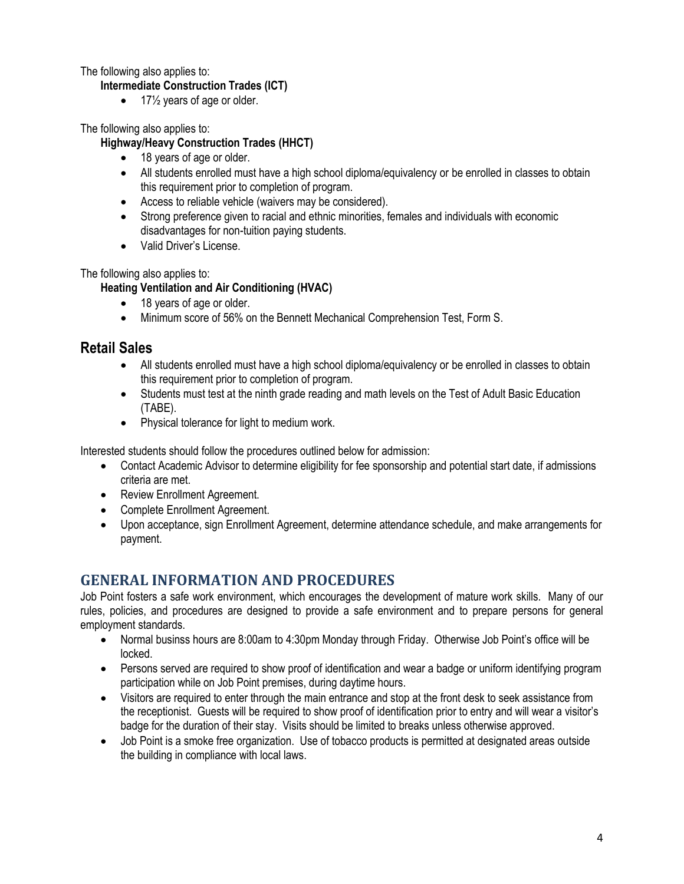The following also applies to:

**Intermediate Construction Trades (ICT)**

- 17½ years of age or older.

The following also applies to:

**Highway/Heavy Construction Trades (HHCT)**

- 18 years of age or older.
- All students enrolled must have a high school diploma/equivalency or be enrolled in classes to obtain this requirement prior to completion of program.
- Access to reliable vehicle (waivers may be considered).
- Strong preference given to racial and ethnic minorities, females and individuals with economic disadvantages for non-tuition paying students.
- Valid Driver's License.

The following also applies to:

**Heating Ventilation and Air Conditioning (HVAC)**

- 18 years of age or older.
- Minimum score of 56% on the Bennett Mechanical Comprehension Test, Form S.

## Retail Sales

- All students enrolled must have a high school diploma/equivalency or be enrolled in classes to obtain this requirement prior to completion of program.
- Students must test at the ninth grade reading and math levels on the Test of Adult Basic Education (TABE).
- Physical tolerance for light to medium work.

Interested students should follow the procedures outlined below for admission:

- Contact Academic Advisor to determine eligibility for fee sponsorship and potential start date, if admissions criteria are met.
- Review Enrollment Agreement.
- Complete Enrollment Agreement.
- Upon acceptance, sign Enrollment Agreement, determine attendance schedule, and make arrangements for payment.

## GENERAL INFORMATION AND PROCEDURES

Job Point fosters a safe work environment, which encourages the development of mature work skills. Many of our rules, policies, and procedures are designed to provide a safe environment and to prepare persons for general employment standards.

- Normal businss hours are 8:00am to 4:30pm Monday through Friday. Otherwise Job Point's office will be locked.
- Persons served are required to show proof of identification and wear a badge or uniform identifying program participation while on Job Point premises, during daytime hours.
- Visitors are required to enter through the main entrance and stop at the front desk to seek assistance from the receptionist. Guests will be required to show proof of identification prior to entry and will wear a visitor's badge for the duration of their stay. Visits should be limited to breaks unless otherwise approved.
- Job Point is a smoke free organization. Use of tobacco products is permitted at designated areas outside the building in compliance with local laws.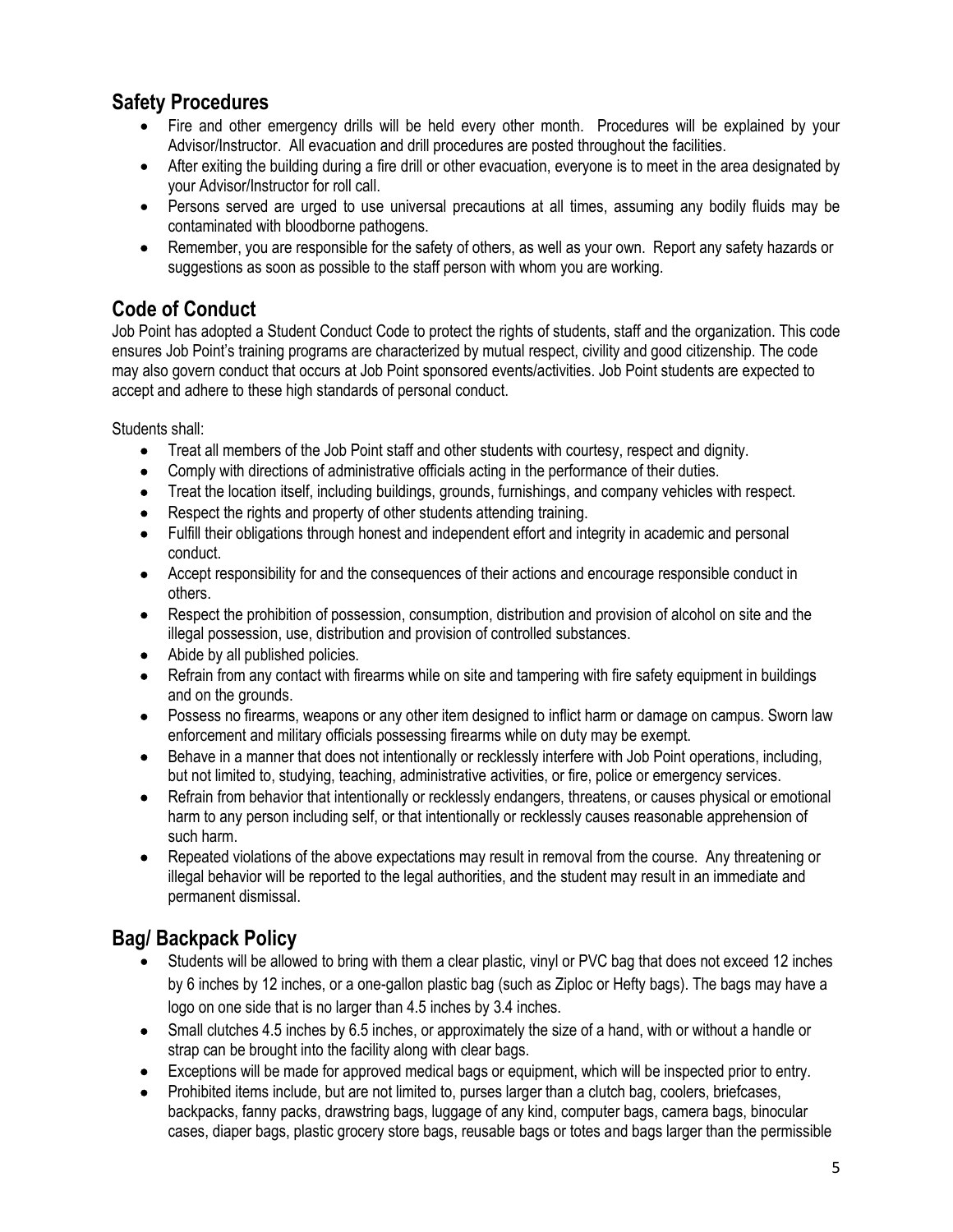## Safety Procedures

- Fire and other emergency drills will be held every other month. Procedures will be explained by your Advisor/Instructor. All evacuation and drill procedures are posted throughout the facilities.
- After exiting the building during a fire drill or other evacuation, everyone is to meet in the area designated by your Advisor/Instructor for roll call.
- Persons served are urged to use universal precautions at all times, assuming any bodily fluids may be contaminated with bloodborne pathogens.
- Remember, you are responsible for the safety of others, as well as your own. Report any safety hazards or suggestions as soon as possible to the staff person with whom you are working.

## Code of Conduct

Job Point has adopted a Student Conduct Code to protect the rights of students, staff and the organization. This code ensures Job Point's training programs are characterized by mutual respect, civility and good citizenship. The code may also govern conduct that occurs at Job Point sponsored events/activities. Job Point students are expected to accept and adhere to these high standards of personal conduct.

Students shall:

- Treat all members of the Job Point staff and other students with courtesy, respect and dignity.
- Comply with directions of administrative officials acting in the performance of their duties.
- Treat the location itself, including buildings, grounds, furnishings, and company vehicles with respect.
- Respect the rights and property of other students attending training.
- Fulfill their obligations through honest and independent effort and integrity in academic and personal conduct.
- Accept responsibility for and the consequences of their actions and encourage responsible conduct in others.
- Respect the prohibition of possession, consumption, distribution and provision of alcohol on site and the illegal possession, use, distribution and provision of controlled substances.
- Abide by all published policies.
- Refrain from any contact with firearms while on site and tampering with fire safety equipment in buildings and on the grounds.
- Possess no firearms, weapons or any other item designed to inflict harm or damage on campus. Sworn law enforcement and military officials possessing firearms while on duty may be exempt.
- Behave in a manner that does not intentionally or recklessly interfere with Job Point operations, including, but not limited to, studying, teaching, administrative activities, or fire, police or emergency services.
- Refrain from behavior that intentionally or recklessly endangers, threatens, or causes physical or emotional harm to any person including self, or that intentionally or recklessly causes reasonable apprehension of such harm.
- Repeated violations of the above expectations may result in removal from the course. Any threatening or illegal behavior will be reported to the legal authorities, and the student may result in an immediate and permanent dismissal.

## Bag/ Backpack Policy

- Students will be allowed to bring with them a clear plastic, vinyl or PVC bag that does not exceed 12 inches by 6 inches by 12 inches, or a one-gallon plastic bag (such as Ziploc or Hefty bags). The bags may have a logo on one side that is no larger than 4.5 inches by 3.4 inches.
- Small clutches 4.5 inches by 6.5 inches, or approximately the size of a hand, with or without a handle or strap can be brought into the facility along with clear bags.
- Exceptions will be made for approved medical bags or equipment, which will be inspected prior to entry.
- Prohibited items include, but are not limited to, purses larger than a clutch bag, coolers, briefcases, backpacks, fanny packs, drawstring bags, luggage of any kind, computer bags, camera bags, binocular cases, diaper bags, plastic grocery store bags, reusable bags or totes and bags larger than the permissible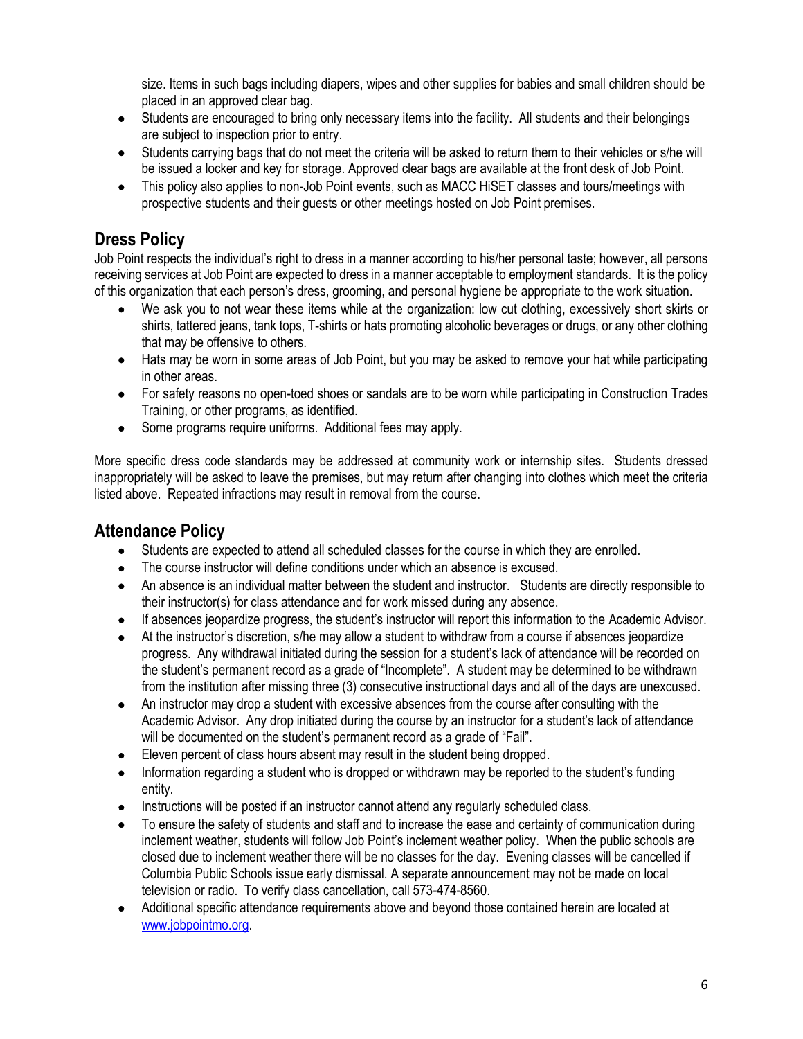size. Items in such bags including diapers, wipes and other supplies for babies and small children should be placed in an approved clear bag.

- Students are encouraged to bring only necessary items into the facility. All students and their belongings are subject to inspection prior to entry.
- Students carrying bags that do not meet the criteria will be asked to return them to their vehicles or s/he will be issued a locker and key for storage. Approved clear bags are available at the front desk of Job Point.
- This policy also applies to non-Job Point events, such as MACC HiSET classes and tours/meetings with prospective students and their guests or other meetings hosted on Job Point premises.

## Dress Policy

Job Point respects the individual's right to dress in a manner according to his/her personal taste; however, all persons receiving services at Job Point are expected to dress in a manner acceptable to employment standards. It is the policy of this organization that each person's dress, grooming, and personal hygiene be appropriate to the work situation.

- We ask you to not wear these items while at the organization: low cut clothing, excessively short skirts or shirts, tattered jeans, tank tops, T-shirts or hats promoting alcoholic beverages or drugs, or any other clothing that may be offensive to others.
- Hats may be worn in some areas of Job Point, but you may be asked to remove your hat while participating in other areas.
- For safety reasons no open-toed shoes or sandals are to be worn while participating in Construction Trades Training, or other programs, as identified.
- Some programs require uniforms. Additional fees may apply.

More specific dress code standards may be addressed at community work or internship sites. Students dressed inappropriately will be asked to leave the premises, but may return after changing into clothes which meet the criteria listed above. Repeated infractions may result in removal from the course.

## Attendance Policy

- Students are expected to attend all scheduled classes for the course in which they are enrolled.
- The course instructor will define conditions under which an absence is excused.
- An absence is an individual matter between the student and instructor. Students are directly responsible to their instructor(s) for class attendance and for work missed during any absence.
- If absences jeopardize progress, the student's instructor will report this information to the Academic Advisor.
- At the instructor's discretion, s/he may allow a student to withdraw from a course if absences jeopardize progress. Any withdrawal initiated during the session for a student's lack of attendance will be recorded on the student's permanent record as a grade of "Incomplete". A student may be determined to be withdrawn from the institution after missing three (3) consecutive instructional days and all of the days are unexcused.
- An instructor may drop a student with excessive absences from the course after consulting with the Academic Advisor. Any drop initiated during the course by an instructor for a student's lack of attendance will be documented on the student's permanent record as a grade of "Fail".
- Eleven percent of class hours absent may result in the student being dropped.
- Information regarding a student who is dropped or withdrawn may be reported to the student's funding entity.
- Instructions will be posted if an instructor cannot attend any regularly scheduled class.
- To ensure the safety of students and staff and to increase the ease and certainty of communication during inclement weather, students will follow Job Point's inclement weather policy. When the public schools are closed due to inclement weather there will be no classes for the day. Evening classes will be cancelled if Columbia Public Schools issue early dismissal. A separate announcement may not be made on local television or radio. To verify class cancellation, call 573-474-8560.
- Additional specific attendance requirements above and beyond those contained herein are located at [www.jobpointmo.org](www.jobpointmo.org).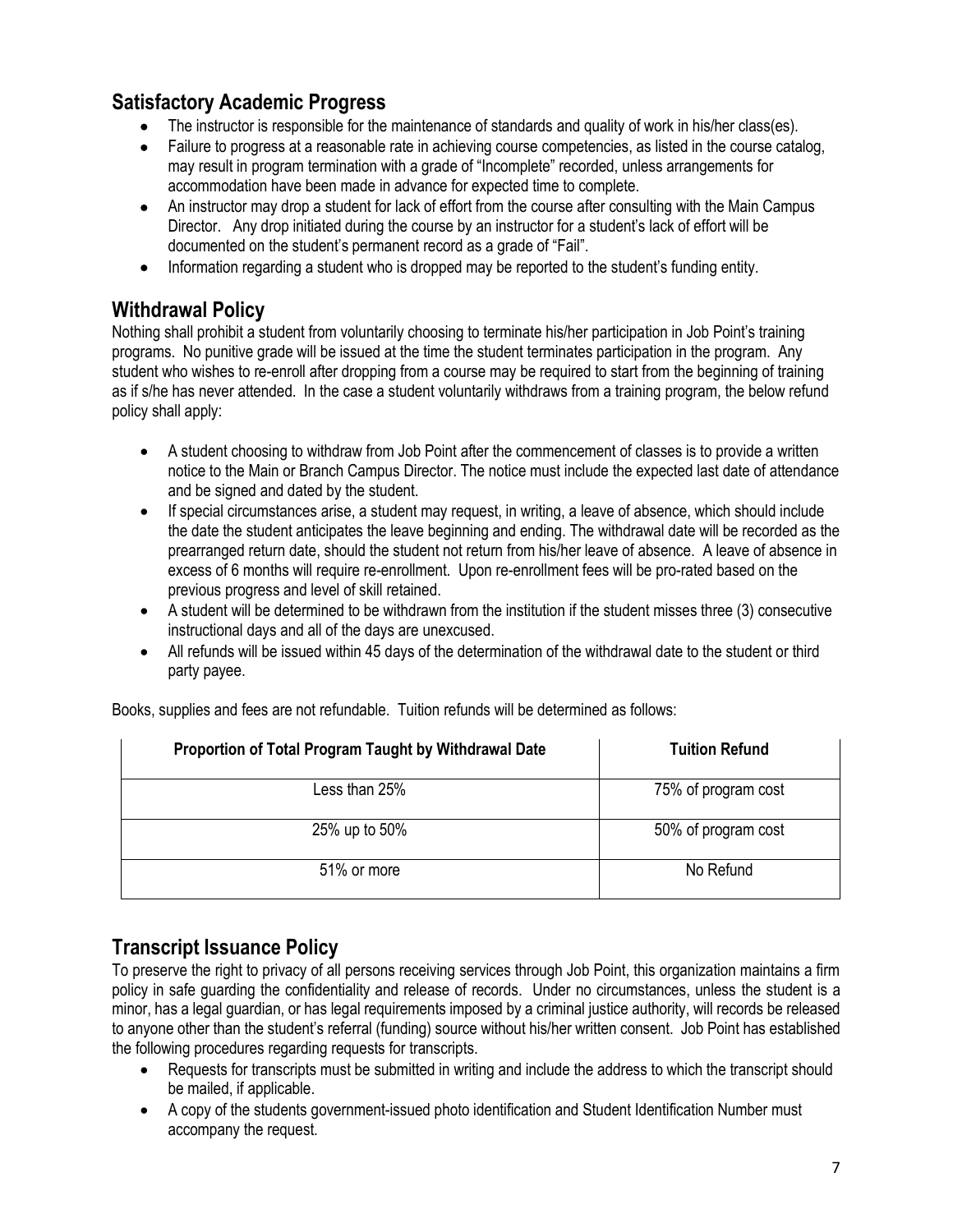## Satisfactory Academic Progress

- The instructor is responsible for the maintenance of standards and quality of work in his/her class(es).
- Failure to progress at a reasonable rate in achieving course competencies, as listed in the course catalog, may result in program termination with a grade of "Incomplete" recorded, unless arrangements for accommodation have been made in advance for expected time to complete.
- An instructor may drop a student for lack of effort from the course after consulting with the Main Campus Director. Any drop initiated during the course by an instructor for a student's lack of effort will be documented on the student's permanent record as a grade of "Fail".
- Information regarding a student who is dropped may be reported to the student's funding entity.

## Withdrawal Policy

Nothing shall prohibit a student from voluntarily choosing to terminate his/her participation in Job Point's training programs. No punitive grade will be issued at the time the student terminates participation in the program. Any student who wishes to re-enroll after dropping from a course may be required to start from the beginning of training as if s/he has never attended. In the case a student voluntarily withdraws from a training program, the below refund policy shall apply:

- A student choosing to withdraw from Job Point after the commencement of classes is to provide a written notice to the Main or Branch Campus Director. The notice must include the expected last date of attendance and be signed and dated by the student.
- If special circumstances arise, a student may request, in writing, a leave of absence, which should include the date the student anticipates the leave beginning and ending. The withdrawal date will be recorded as the prearranged return date, should the student not return from his/her leave of absence. A leave of absence in excess of 6 months will require re-enrollment. Upon re-enrollment fees will be pro-rated based on the previous progress and level of skill retained.
- A student will be determined to be withdrawn from the institution if the student misses three (3) consecutive instructional days and all of the days are unexcused.
- All refunds will be issued within 45 days of the determination of the withdrawal date to the student or third party payee.

Books, supplies and fees are not refundable. Tuition refunds will be determined as follows:

| Proportion of Total Program Taught by Withdrawal Date | Tuition Refund |
|---|---|
| Less than 25% | 75% of program cost |
| 25% up to 50% | 50% of program cost |
| 51% or more | No Refund |

## Transcript Issuance Policy

To preserve the right to privacy of all persons receiving services through Job Point, this organization maintains a firm policy in safe guarding the confidentiality and release of records. Under no circumstances, unless the student is a minor, has a legal guardian, or has legal requirements imposed by a criminal justice authority, will records be released to anyone other than the student's referral (funding) source without his/her written consent. Job Point has established the following procedures regarding requests for transcripts.

- Requests for transcripts must be submitted in writing and include the address to which the transcript should be mailed, if applicable.
- A copy of the students government-issued photo identification and Student Identification Number must accompany the request.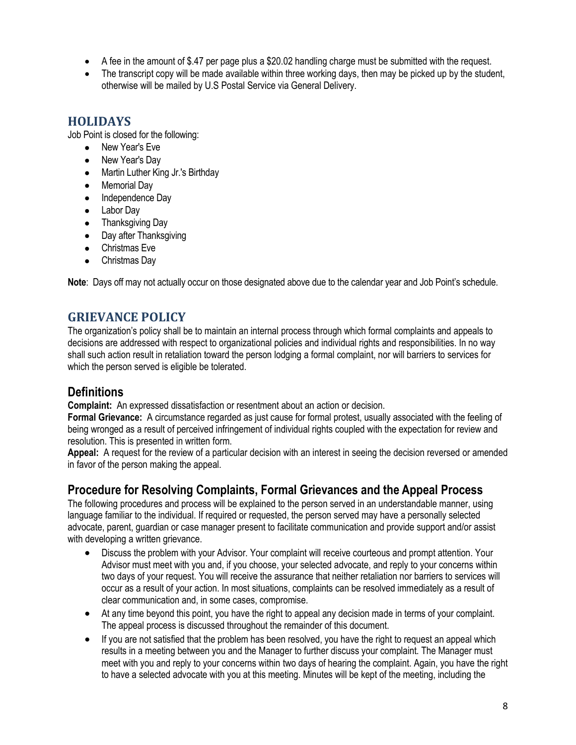- A fee in the amount of $.47 per page plus a $20.02 handling charge must be submitted with the request.
- The transcript copy will be made available within three working days, then may be picked up by the student, otherwise will be mailed by U.S Postal Service via General Delivery.

## HOLIDAYS

Job Point is closed for the following:

- New Year's Eve
- New Year's Day
- Martin Luther King Jr.'s Birthday
- Memorial Day
- Independence Day
- Labor Day
- Thanksgiving Day
- Day after Thanksgiving
- Christmas Eve
- Christmas Day

**Note**: Days off may not actually occur on those designated above due to the calendar year and Job Point's schedule.

## GRIEVANCE POLICY

The organization's policy shall be to maintain an internal process through which formal complaints and appeals to decisions are addressed with respect to organizational policies and individual rights and responsibilities. In no way shall such action result in retaliation toward the person lodging a formal complaint, nor will barriers to services for which the person served is eligible be tolerated.

### Definitions

**Complaint:** An expressed dissatisfaction or resentment about an action or decision.
**Formal Grievance:** A circumstance regarded as just cause for formal protest, usually associated with the feeling of being wronged as a result of perceived infringement of individual rights coupled with the expectation for review and resolution. This is presented in written form.
**Appeal:** A request for the review of a particular decision with an interest in seeing the decision reversed or amended in favor of the person making the appeal.

### Procedure for Resolving Complaints, Formal Grievances and the Appeal Process

The following procedures and process will be explained to the person served in an understandable manner, using language familiar to the individual. If required or requested, the person served may have a personally selected advocate, parent, guardian or case manager present to facilitate communication and provide support and/or assist with developing a written grievance.

- Discuss the problem with your Advisor. Your complaint will receive courteous and prompt attention. Your Advisor must meet with you and, if you choose, your selected advocate, and reply to your concerns within two days of your request. You will receive the assurance that neither retaliation nor barriers to services will occur as a result of your action. In most situations, complaints can be resolved immediately as a result of clear communication and, in some cases, compromise.
- At any time beyond this point, you have the right to appeal any decision made in terms of your complaint. The appeal process is discussed throughout the remainder of this document.
- If you are not satisfied that the problem has been resolved, you have the right to request an appeal which results in a meeting between you and the Manager to further discuss your complaint. The Manager must meet with you and reply to your concerns within two days of hearing the complaint. Again, you have the right to have a selected advocate with you at this meeting. Minutes will be kept of the meeting, including the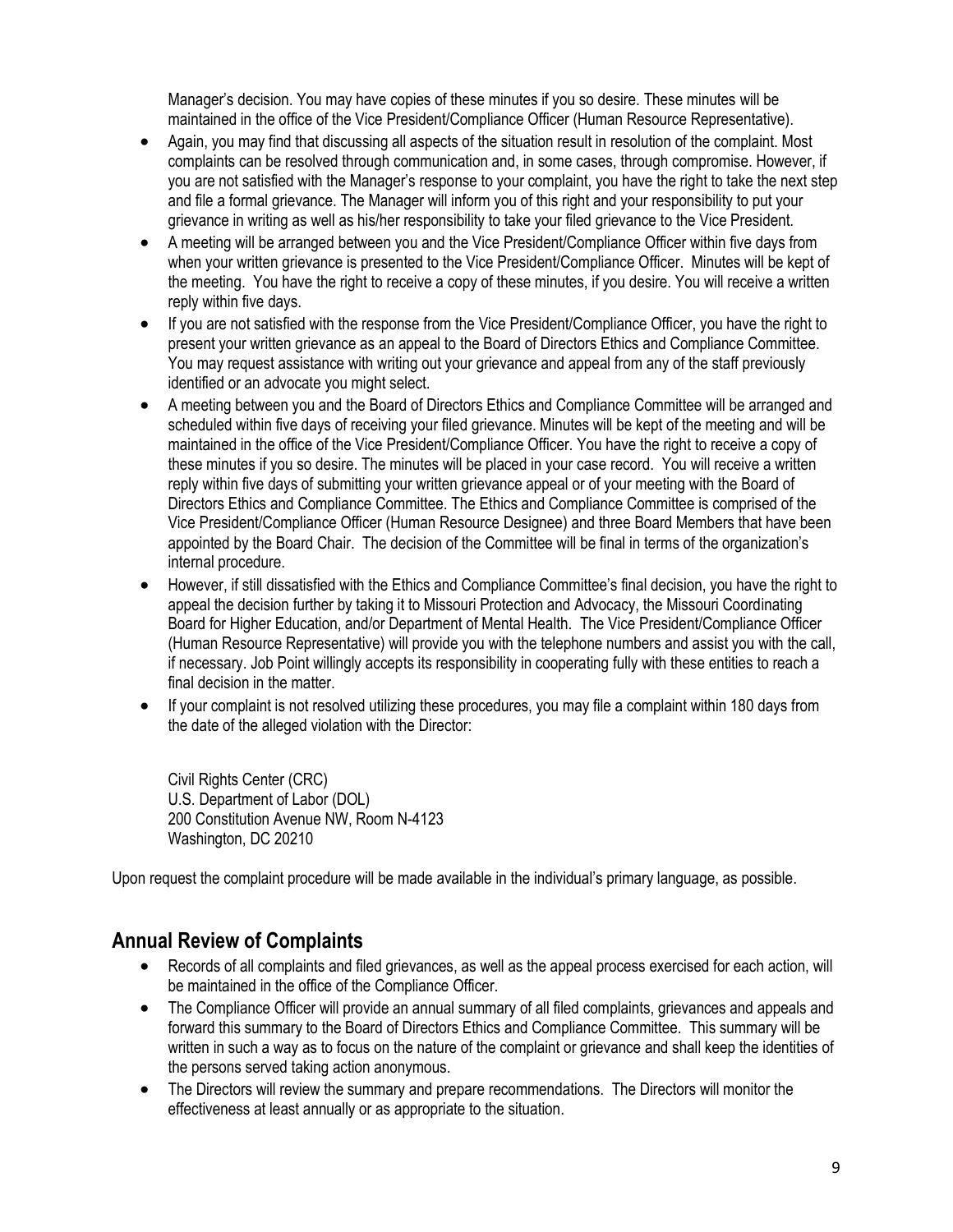Manager's decision. You may have copies of these minutes if you so desire. These minutes will be maintained in the office of the Vice President/Compliance Officer (Human Resource Representative).

- Again, you may find that discussing all aspects of the situation result in resolution of the complaint. Most complaints can be resolved through communication and, in some cases, through compromise. However, if you are not satisfied with the Manager's response to your complaint, you have the right to take the next step and file a formal grievance. The Manager will inform you of this right and your responsibility to put your grievance in writing as well as his/her responsibility to take your filed grievance to the Vice President.
- A meeting will be arranged between you and the Vice President/Compliance Officer within five days from when your written grievance is presented to the Vice President/Compliance Officer. Minutes will be kept of the meeting. You have the right to receive a copy of these minutes, if you desire. You will receive a written reply within five days.
- If you are not satisfied with the response from the Vice President/Compliance Officer, you have the right to present your written grievance as an appeal to the Board of Directors Ethics and Compliance Committee. You may request assistance with writing out your grievance and appeal from any of the staff previously identified or an advocate you might select.
- A meeting between you and the Board of Directors Ethics and Compliance Committee will be arranged and scheduled within five days of receiving your filed grievance. Minutes will be kept of the meeting and will be maintained in the office of the Vice President/Compliance Officer. You have the right to receive a copy of these minutes if you so desire. The minutes will be placed in your case record. You will receive a written reply within five days of submitting your written grievance appeal or of your meeting with the Board of Directors Ethics and Compliance Committee. The Ethics and Compliance Committee is comprised of the Vice President/Compliance Officer (Human Resource Designee) and three Board Members that have been appointed by the Board Chair. The decision of the Committee will be final in terms of the organization's internal procedure.
- However, if still dissatisfied with the Ethics and Compliance Committee's final decision, you have the right to appeal the decision further by taking it to Missouri Protection and Advocacy, the Missouri Coordinating Board for Higher Education, and/or Department of Mental Health. The Vice President/Compliance Officer (Human Resource Representative) will provide you with the telephone numbers and assist you with the call, if necessary. Job Point willingly accepts its responsibility in cooperating fully with these entities to reach a final decision in the matter.
- If your complaint is not resolved utilizing these procedures, you may file a complaint within 180 days from the date of the alleged violation with the Director:

  Civil Rights Center (CRC)
  U.S. Department of Labor (DOL)
  200 Constitution Avenue NW, Room N-4123
  Washington, DC 20210

Upon request the complaint procedure will be made available in the individual's primary language, as possible.

## Annual Review of Complaints

- Records of all complaints and filed grievances, as well as the appeal process exercised for each action, will be maintained in the office of the Compliance Officer.
- The Compliance Officer will provide an annual summary of all filed complaints, grievances and appeals and forward this summary to the Board of Directors Ethics and Compliance Committee. This summary will be written in such a way as to focus on the nature of the complaint or grievance and shall keep the identities of the persons served taking action anonymous.
- The Directors will review the summary and prepare recommendations. The Directors will monitor the effectiveness at least annually or as appropriate to the situation.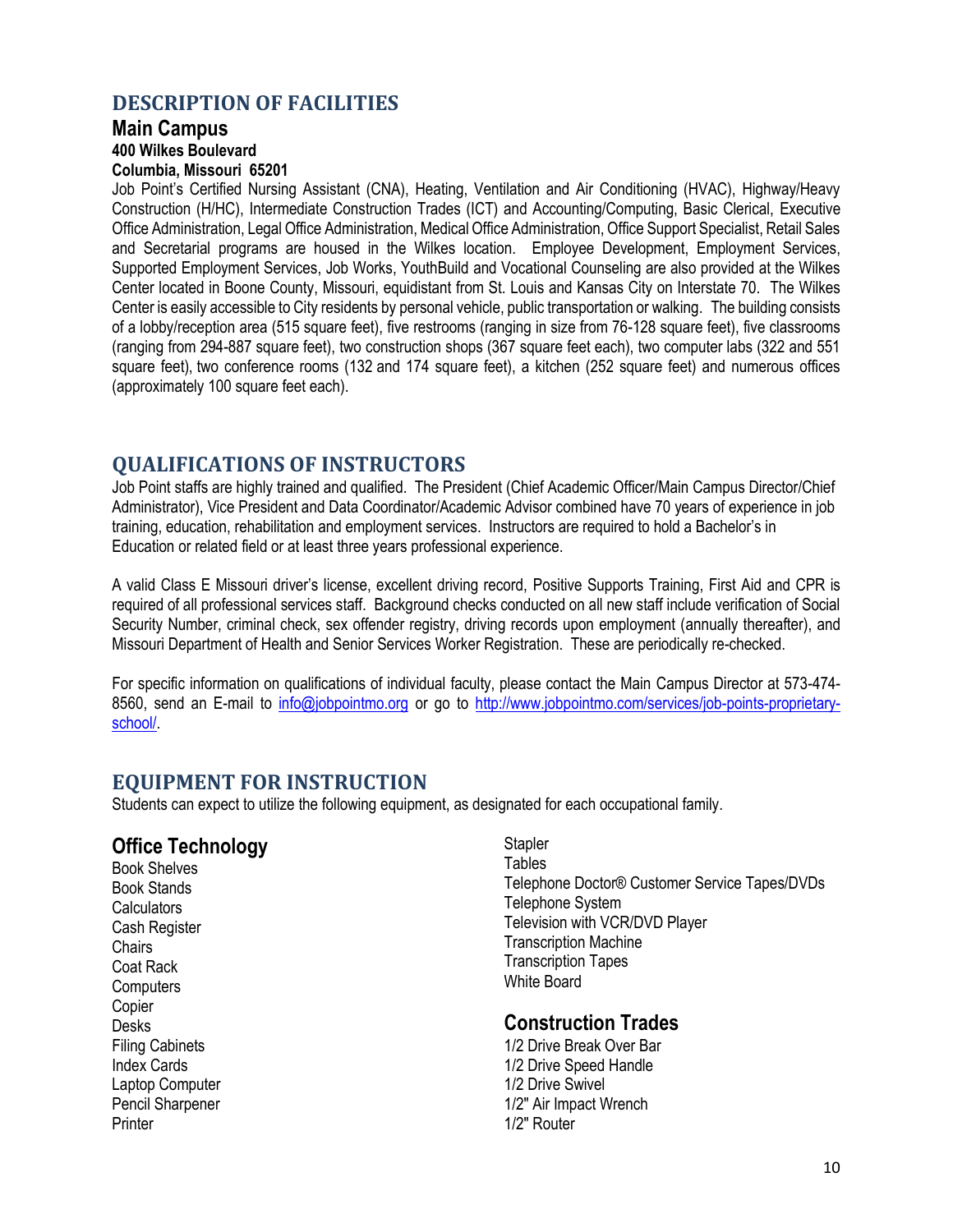## DESCRIPTION OF FACILITIES

### Main Campus

**400 Wilkes Boulevard**
**Columbia, Missouri 65201**

Job Point's Certified Nursing Assistant (CNA), Heating, Ventilation and Air Conditioning (HVAC), Highway/Heavy Construction (H/HC), Intermediate Construction Trades (ICT) and Accounting/Computing, Basic Clerical, Executive Office Administration, Legal Office Administration, Medical Office Administration, Office Support Specialist, Retail Sales and Secretarial programs are housed in the Wilkes location. Employee Development, Employment Services, Supported Employment Services, Job Works, YouthBuild and Vocational Counseling are also provided at the Wilkes Center located in Boone County, Missouri, equidistant from St. Louis and Kansas City on Interstate 70. The Wilkes Center is easily accessible to City residents by personal vehicle, public transportation or walking. The building consists of a lobby/reception area (515 square feet), five restrooms (ranging in size from 76-128 square feet), five classrooms (ranging from 294-887 square feet), two construction shops (367 square feet each), two computer labs (322 and 551 square feet), two conference rooms (132 and 174 square feet), a kitchen (252 square feet) and numerous offices (approximately 100 square feet each).

## QUALIFICATIONS OF INSTRUCTORS

Job Point staffs are highly trained and qualified. The President (Chief Academic Officer/Main Campus Director/Chief Administrator), Vice President and Data Coordinator/Academic Advisor combined have 70 years of experience in job training, education, rehabilitation and employment services. Instructors are required to hold a Bachelor's in Education or related field or at least three years professional experience.

A valid Class E Missouri driver's license, excellent driving record, Positive Supports Training, First Aid and CPR is required of all professional services staff. Background checks conducted on all new staff include verification of Social Security Number, criminal check, sex offender registry, driving records upon employment (annually thereafter), and Missouri Department of Health and Senior Services Worker Registration. These are periodically re-checked.

For specific information on qualifications of individual faculty, please contact the Main Campus Director at 573-474-8560, send an E-mail to info@jobpointmo.org or go to http://www.jobpointmo.com/services/job-points-proprietary-school/.

## EQUIPMENT FOR INSTRUCTION

Students can expect to utilize the following equipment, as designated for each occupational family.

### Office Technology

- Book Shelves
- Book Stands
- Calculators
- Cash Register
- Chairs
- Coat Rack
- Computers
- Copier
- Desks
- Filing Cabinets
- Index Cards
- Laptop Computer
- Pencil Sharpener
- Printer
- Stapler
- Tables
- Telephone Doctor® Customer Service Tapes/DVDs
- Telephone System
- Television with VCR/DVD Player
- Transcription Machine
- Transcription Tapes
- White Board

### Construction Trades

- 1/2 Drive Break Over Bar
- 1/2 Drive Speed Handle
- 1/2 Drive Swivel
- 1/2" Air Impact Wrench
- 1/2" Router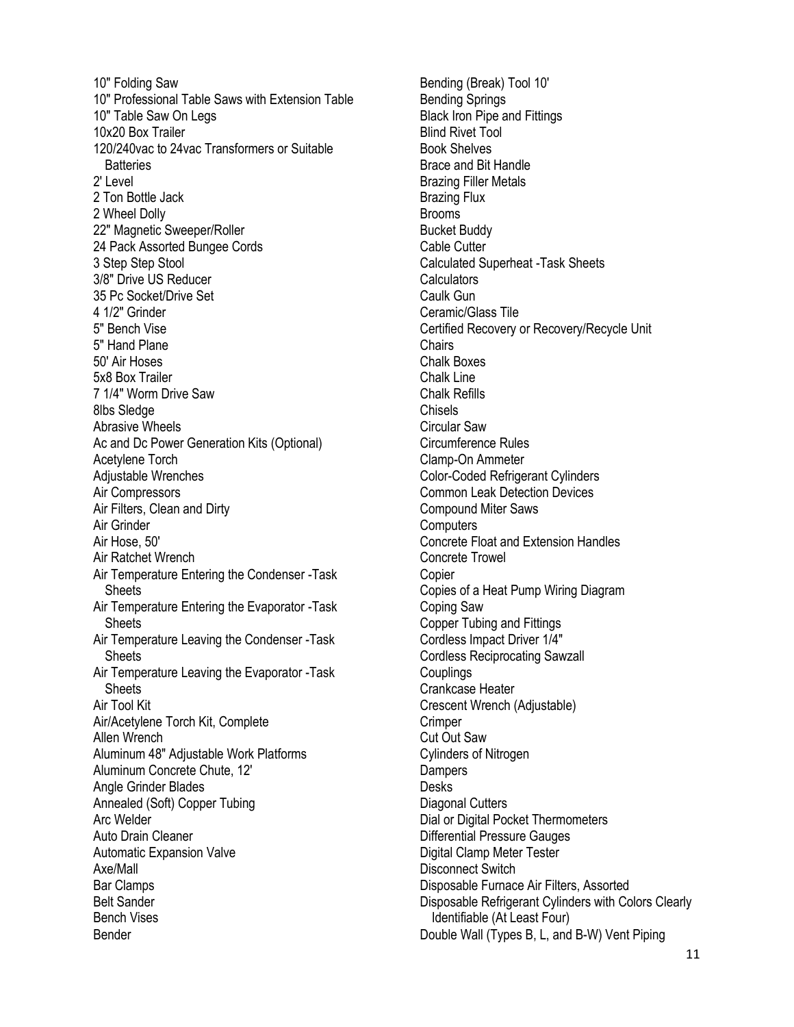10" Folding Saw
10" Professional Table Saws with Extension Table
10" Table Saw On Legs
10x20 Box Trailer
120/240vac to 24vac Transformers or Suitable Batteries
2' Level
2 Ton Bottle Jack
2 Wheel Dolly
22" Magnetic Sweeper/Roller
24 Pack Assorted Bungee Cords
3 Step Step Stool
3/8" Drive US Reducer
35 Pc Socket/Drive Set
4 1/2" Grinder
5" Bench Vise
5" Hand Plane
50' Air Hoses
5x8 Box Trailer
7 1/4" Worm Drive Saw
8lbs Sledge
Abrasive Wheels
Ac and Dc Power Generation Kits (Optional)
Acetylene Torch
Adjustable Wrenches
Air Compressors
Air Filters, Clean and Dirty
Air Grinder
Air Hose, 50'
Air Ratchet Wrench
Air Temperature Entering the Condenser -Task Sheets
Air Temperature Entering the Evaporator -Task Sheets
Air Temperature Leaving the Condenser -Task Sheets
Air Temperature Leaving the Evaporator -Task Sheets
Air Tool Kit
Air/Acetylene Torch Kit, Complete
Allen Wrench
Aluminum 48" Adjustable Work Platforms
Aluminum Concrete Chute, 12'
Angle Grinder Blades
Annealed (Soft) Copper Tubing
Arc Welder
Auto Drain Cleaner
Automatic Expansion Valve
Axe/Mall
Bar Clamps
Belt Sander
Bench Vises
Bender
Bending (Break) Tool 10'
Bending Springs
Black Iron Pipe and Fittings
Blind Rivet Tool
Book Shelves
Brace and Bit Handle
Brazing Filler Metals
Brazing Flux
Brooms
Bucket Buddy
Cable Cutter
Calculated Superheat -Task Sheets
Calculators
Caulk Gun
Ceramic/Glass Tile
Certified Recovery or Recovery/Recycle Unit
Chairs
Chalk Boxes
Chalk Line
Chalk Refills
Chisels
Circular Saw
Circumference Rules
Clamp-On Ammeter
Color-Coded Refrigerant Cylinders
Common Leak Detection Devices
Compound Miter Saws
Computers
Concrete Float and Extension Handles
Concrete Trowel
Copier
Copies of a Heat Pump Wiring Diagram
Coping Saw
Copper Tubing and Fittings
Cordless Impact Driver 1/4"
Cordless Reciprocating Sawzall
Couplings
Crankcase Heater
Crescent Wrench (Adjustable)
Crimper
Cut Out Saw
Cylinders of Nitrogen
Dampers
Desks
Diagonal Cutters
Dial or Digital Pocket Thermometers
Differential Pressure Gauges
Digital Clamp Meter Tester
Disconnect Switch
Disposable Furnace Air Filters, Assorted
Disposable Refrigerant Cylinders with Colors Clearly Identifiable (At Least Four)
Double Wall (Types B, L, and B-W) Vent Piping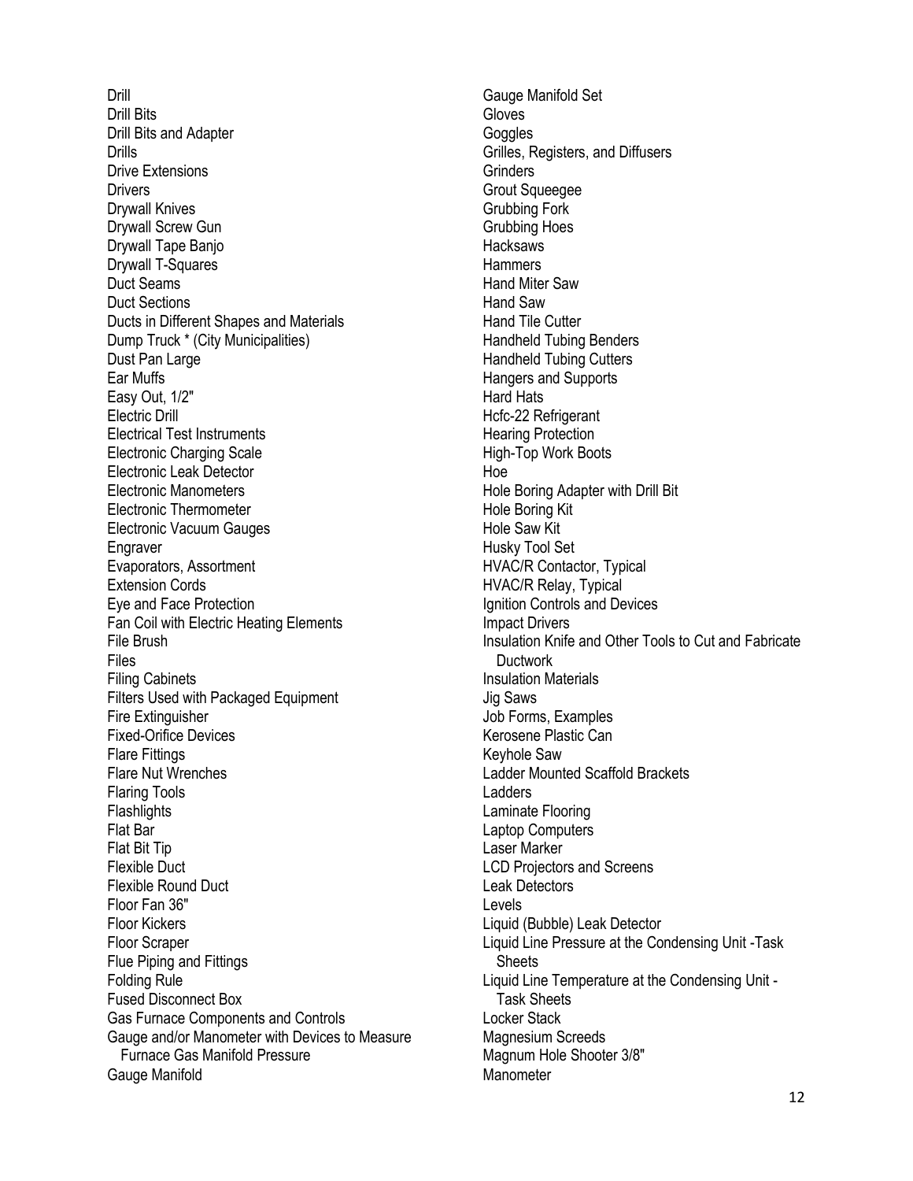Drill
Drill Bits
Drill Bits and Adapter
Drills
Drive Extensions
Drivers
Drywall Knives
Drywall Screw Gun
Drywall Tape Banjo
Drywall T-Squares
Duct Seams
Duct Sections
Ducts in Different Shapes and Materials
Dump Truck * (City Municipalities)
Dust Pan Large
Ear Muffs
Easy Out, 1/2"
Electric Drill
Electrical Test Instruments
Electronic Charging Scale
Electronic Leak Detector
Electronic Manometers
Electronic Thermometer
Electronic Vacuum Gauges
Engraver
Evaporators, Assortment
Extension Cords
Eye and Face Protection
Fan Coil with Electric Heating Elements
File Brush
Files
Filing Cabinets
Filters Used with Packaged Equipment
Fire Extinguisher
Fixed-Orifice Devices
Flare Fittings
Flare Nut Wrenches
Flaring Tools
Flashlights
Flat Bar
Flat Bit Tip
Flexible Duct
Flexible Round Duct
Floor Fan 36"
Floor Kickers
Floor Scraper
Flue Piping and Fittings
Folding Rule
Fused Disconnect Box
Gas Furnace Components and Controls
Gauge and/or Manometer with Devices to Measure Furnace Gas Manifold Pressure
Gauge Manifold
Gauge Manifold Set
Gloves
Goggles
Grilles, Registers, and Diffusers
Grinders
Grout Squeegee
Grubbing Fork
Grubbing Hoes
Hacksaws
Hammers
Hand Miter Saw
Hand Saw
Hand Tile Cutter
Handheld Tubing Benders
Handheld Tubing Cutters
Hangers and Supports
Hard Hats
Hcfc-22 Refrigerant
Hearing Protection
High-Top Work Boots
Hoe
Hole Boring Adapter with Drill Bit
Hole Boring Kit
Hole Saw Kit
Husky Tool Set
HVAC/R Contactor, Typical
HVAC/R Relay, Typical
Ignition Controls and Devices
Impact Drivers
Insulation Knife and Other Tools to Cut and Fabricate Ductwork
Insulation Materials
Jig Saws
Job Forms, Examples
Kerosene Plastic Can
Keyhole Saw
Ladder Mounted Scaffold Brackets
Ladders
Laminate Flooring
Laptop Computers
Laser Marker
LCD Projectors and Screens
Leak Detectors
Levels
Liquid (Bubble) Leak Detector
Liquid Line Pressure at the Condensing Unit -Task Sheets
Liquid Line Temperature at the Condensing Unit - Task Sheets
Locker Stack
Magnesium Screeds
Magnum Hole Shooter 3/8"
Manometer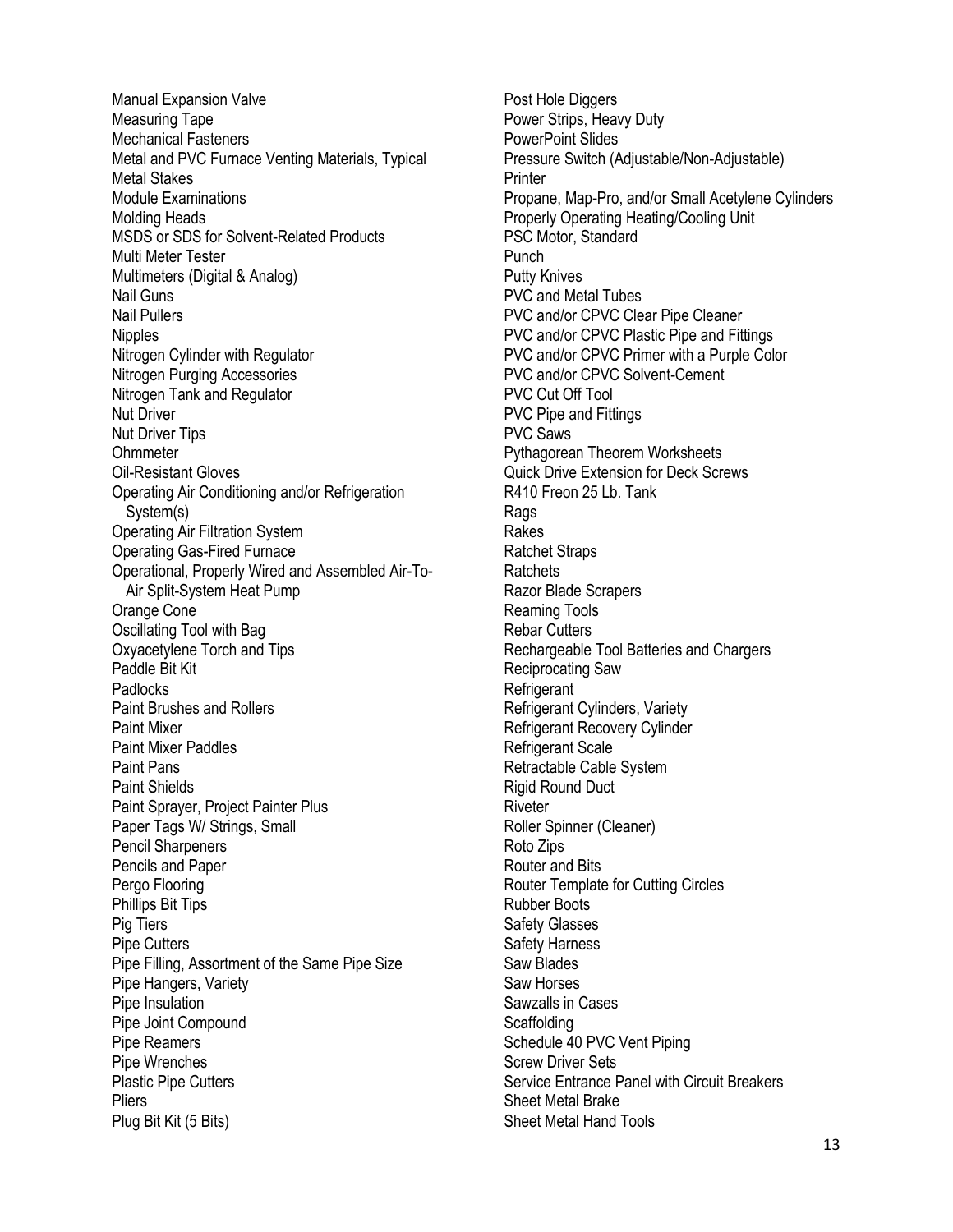Manual Expansion Valve
Measuring Tape
Mechanical Fasteners
Metal and PVC Furnace Venting Materials, Typical
Metal Stakes
Module Examinations
Molding Heads
MSDS or SDS for Solvent-Related Products
Multi Meter Tester
Multimeters (Digital & Analog)
Nail Guns
Nail Pullers
Nipples
Nitrogen Cylinder with Regulator
Nitrogen Purging Accessories
Nitrogen Tank and Regulator
Nut Driver
Nut Driver Tips
Ohmmeter
Oil-Resistant Gloves
Operating Air Conditioning and/or Refrigeration System(s)
Operating Air Filtration System
Operating Gas-Fired Furnace
Operational, Properly Wired and Assembled Air-To-Air Split-System Heat Pump
Orange Cone
Oscillating Tool with Bag
Oxyacetylene Torch and Tips
Paddle Bit Kit
Padlocks
Paint Brushes and Rollers
Paint Mixer
Paint Mixer Paddles
Paint Pans
Paint Shields
Paint Sprayer, Project Painter Plus
Paper Tags W/ Strings, Small
Pencil Sharpeners
Pencils and Paper
Pergo Flooring
Phillips Bit Tips
Pig Tiers
Pipe Cutters
Pipe Filling, Assortment of the Same Pipe Size
Pipe Hangers, Variety
Pipe Insulation
Pipe Joint Compound
Pipe Reamers
Pipe Wrenches
Plastic Pipe Cutters
Pliers
Plug Bit Kit (5 Bits)
Post Hole Diggers
Power Strips, Heavy Duty
PowerPoint Slides
Pressure Switch (Adjustable/Non-Adjustable)
Printer
Propane, Map-Pro, and/or Small Acetylene Cylinders
Properly Operating Heating/Cooling Unit
PSC Motor, Standard
Punch
Putty Knives
PVC and Metal Tubes
PVC and/or CPVC Clear Pipe Cleaner
PVC and/or CPVC Plastic Pipe and Fittings
PVC and/or CPVC Primer with a Purple Color
PVC and/or CPVC Solvent-Cement
PVC Cut Off Tool
PVC Pipe and Fittings
PVC Saws
Pythagorean Theorem Worksheets
Quick Drive Extension for Deck Screws
R410 Freon 25 Lb. Tank
Rags
Rakes
Ratchet Straps
Ratchets
Razor Blade Scrapers
Reaming Tools
Rebar Cutters
Rechargeable Tool Batteries and Chargers
Reciprocating Saw
Refrigerant
Refrigerant Cylinders, Variety
Refrigerant Recovery Cylinder
Refrigerant Scale
Retractable Cable System
Rigid Round Duct
Riveter
Roller Spinner (Cleaner)
Roto Zips
Router and Bits
Router Template for Cutting Circles
Rubber Boots
Safety Glasses
Safety Harness
Saw Blades
Saw Horses
Sawzalls in Cases
Scaffolding
Schedule 40 PVC Vent Piping
Screw Driver Sets
Service Entrance Panel with Circuit Breakers
Sheet Metal Brake
Sheet Metal Hand Tools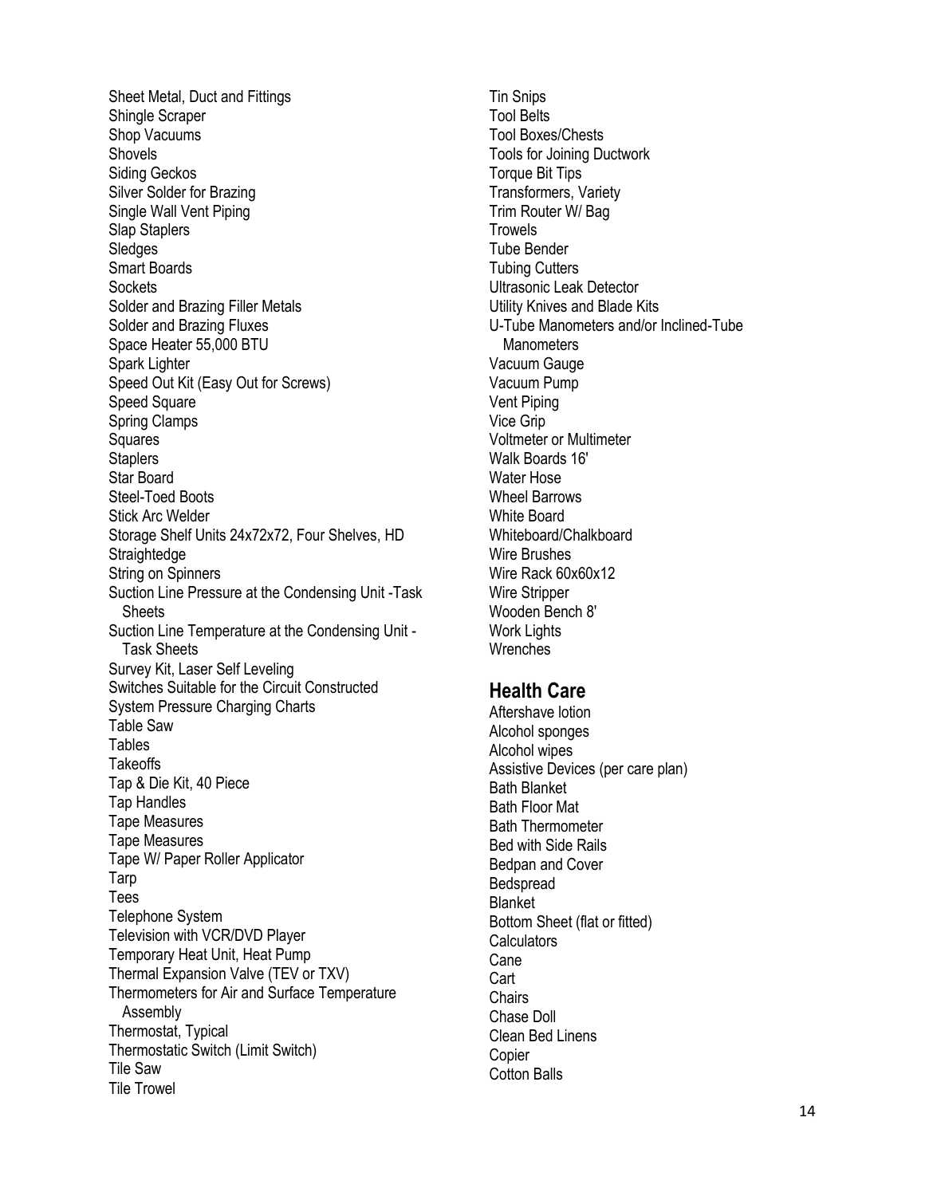Sheet Metal, Duct and Fittings
Shingle Scraper
Shop Vacuums
Shovels
Siding Geckos
Silver Solder for Brazing
Single Wall Vent Piping
Slap Staplers
Sledges
Smart Boards
Sockets
Solder and Brazing Filler Metals
Solder and Brazing Fluxes
Space Heater 55,000 BTU
Spark Lighter
Speed Out Kit (Easy Out for Screws)
Speed Square
Spring Clamps
Squares
Staplers
Star Board
Steel-Toed Boots
Stick Arc Welder
Storage Shelf Units 24x72x72, Four Shelves, HD
Straightedge
String on Spinners
Suction Line Pressure at the Condensing Unit -Task Sheets
Suction Line Temperature at the Condensing Unit - Task Sheets
Survey Kit, Laser Self Leveling
Switches Suitable for the Circuit Constructed
System Pressure Charging Charts
Table Saw
Tables
Takeoffs
Tap & Die Kit, 40 Piece
Tap Handles
Tape Measures
Tape Measures
Tape W/ Paper Roller Applicator
Tarp
Tees
Telephone System
Television with VCR/DVD Player
Temporary Heat Unit, Heat Pump
Thermal Expansion Valve (TEV or TXV)
Thermometers for Air and Surface Temperature Assembly
Thermostat, Typical
Thermostatic Switch (Limit Switch)
Tile Saw
Tile Trowel
Tin Snips
Tool Belts
Tool Boxes/Chests
Tools for Joining Ductwork
Torque Bit Tips
Transformers, Variety
Trim Router W/ Bag
Trowels
Tube Bender
Tubing Cutters
Ultrasonic Leak Detector
Utility Knives and Blade Kits
U-Tube Manometers and/or Inclined-Tube Manometers
Vacuum Gauge
Vacuum Pump
Vent Piping
Vice Grip
Voltmeter or Multimeter
Walk Boards 16'
Water Hose
Wheel Barrows
White Board
Whiteboard/Chalkboard
Wire Brushes
Wire Rack 60x60x12
Wire Stripper
Wooden Bench 8'
Work Lights
Wrenches

## Health Care

Aftershave lotion
Alcohol sponges
Alcohol wipes
Assistive Devices (per care plan)
Bath Blanket
Bath Floor Mat
Bath Thermometer
Bed with Side Rails
Bedpan and Cover
Bedspread
Blanket
Bottom Sheet (flat or fitted)
Calculators
Cane
Cart
Chairs
Chase Doll
Clean Bed Linens
Copier
Cotton Balls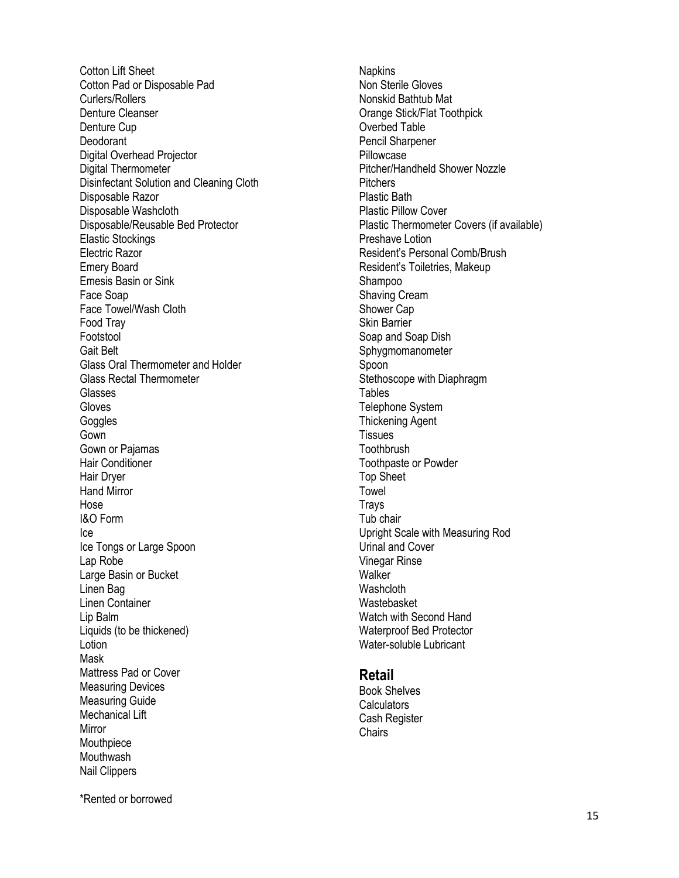Cotton Lift Sheet
Cotton Pad or Disposable Pad
Curlers/Rollers
Denture Cleanser
Denture Cup
Deodorant
Digital Overhead Projector
Digital Thermometer
Disinfectant Solution and Cleaning Cloth
Disposable Razor
Disposable Washcloth
Disposable/Reusable Bed Protector
Elastic Stockings
Electric Razor
Emery Board
Emesis Basin or Sink
Face Soap
Face Towel/Wash Cloth
Food Tray
Footstool
Gait Belt
Glass Oral Thermometer and Holder
Glass Rectal Thermometer
Glasses
Gloves
Goggles
Gown
Gown or Pajamas
Hair Conditioner
Hair Dryer
Hand Mirror
Hose
I&O Form
Ice
Ice Tongs or Large Spoon
Lap Robe
Large Basin or Bucket
Linen Bag
Linen Container
Lip Balm
Liquids (to be thickened)
Lotion
Mask
Mattress Pad or Cover
Measuring Devices
Measuring Guide
Mechanical Lift
Mirror
Mouthpiece
Mouthwash
Nail Clippers
Napkins
Non Sterile Gloves
Nonskid Bathtub Mat
Orange Stick/Flat Toothpick
Overbed Table
Pencil Sharpener
Pillowcase
Pitcher/Handheld Shower Nozzle
Pitchers
Plastic Bath
Plastic Pillow Cover
Plastic Thermometer Covers (if available)
Preshave Lotion
Resident's Personal Comb/Brush
Resident's Toiletries, Makeup
Shampoo
Shaving Cream
Shower Cap
Skin Barrier
Soap and Soap Dish
Sphygmomanometer
Spoon
Stethoscope with Diaphragm
Tables
Telephone System
Thickening Agent
Tissues
Toothbrush
Toothpaste or Powder
Top Sheet
Towel
Trays
Tub chair
Upright Scale with Measuring Rod
Urinal and Cover
Vinegar Rinse
Walker
Washcloth
Wastebasket
Watch with Second Hand
Waterproof Bed Protector
Water-soluble Lubricant

## Retail

Book Shelves
Calculators
Cash Register
Chairs

*Rented or borrowed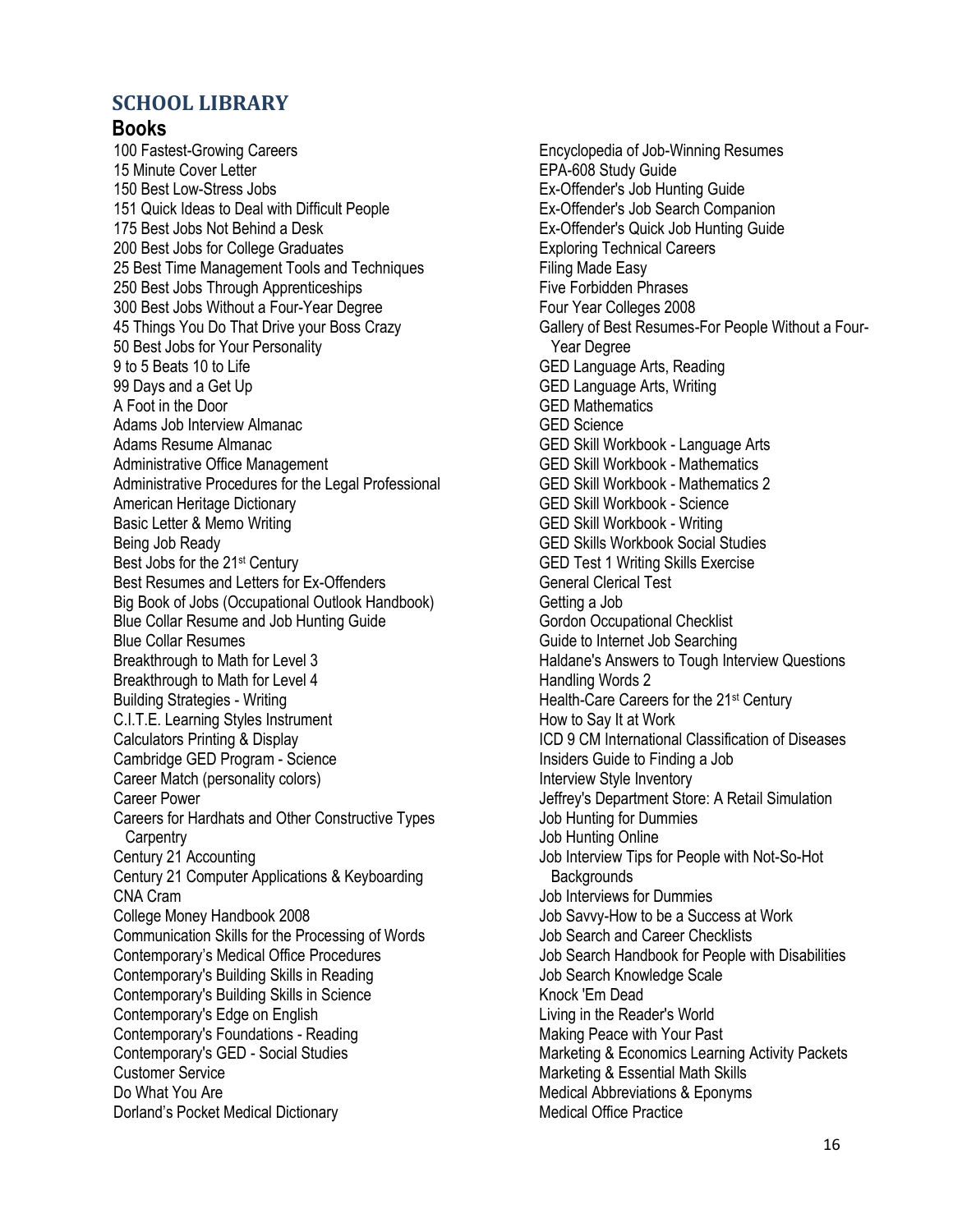## SCHOOL LIBRARY

### Books

100 Fastest-Growing Careers
15 Minute Cover Letter
150 Best Low-Stress Jobs
151 Quick Ideas to Deal with Difficult People
175 Best Jobs Not Behind a Desk
200 Best Jobs for College Graduates
25 Best Time Management Tools and Techniques
250 Best Jobs Through Apprenticeships
300 Best Jobs Without a Four-Year Degree
45 Things You Do That Drive your Boss Crazy
50 Best Jobs for Your Personality
9 to 5 Beats 10 to Life
99 Days and a Get Up
A Foot in the Door
Adams Job Interview Almanac
Adams Resume Almanac
Administrative Office Management
Administrative Procedures for the Legal Professional
American Heritage Dictionary
Basic Letter & Memo Writing
Being Job Ready
Best Jobs for the 21st Century
Best Resumes and Letters for Ex-Offenders
Big Book of Jobs (Occupational Outlook Handbook)
Blue Collar Resume and Job Hunting Guide
Blue Collar Resumes
Breakthrough to Math for Level 3
Breakthrough to Math for Level 4
Building Strategies - Writing
C.I.T.E. Learning Styles Instrument
Calculators Printing & Display
Cambridge GED Program - Science
Career Match (personality colors)
Career Power
Careers for Hardhats and Other Constructive Types Carpentry
Century 21 Accounting
Century 21 Computer Applications & Keyboarding
CNA Cram
College Money Handbook 2008
Communication Skills for the Processing of Words
Contemporary's Medical Office Procedures
Contemporary's Building Skills in Reading
Contemporary's Building Skills in Science
Contemporary's Edge on English
Contemporary's Foundations - Reading
Contemporary's GED - Social Studies
Customer Service
Do What You Are
Dorland's Pocket Medical Dictionary
Encyclopedia of Job-Winning Resumes
EPA-608 Study Guide
Ex-Offender's Job Hunting Guide
Ex-Offender's Job Search Companion
Ex-Offender's Quick Job Hunting Guide
Exploring Technical Careers
Filing Made Easy
Five Forbidden Phrases
Four Year Colleges 2008
Gallery of Best Resumes-For People Without a Four-Year Degree
GED Language Arts, Reading
GED Language Arts, Writing
GED Mathematics
GED Science
GED Skill Workbook - Language Arts
GED Skill Workbook - Mathematics
GED Skill Workbook - Mathematics 2
GED Skill Workbook - Science
GED Skill Workbook - Writing
GED Skills Workbook Social Studies
GED Test 1 Writing Skills Exercise
General Clerical Test
Getting a Job
Gordon Occupational Checklist
Guide to Internet Job Searching
Haldane's Answers to Tough Interview Questions
Handling Words 2
Health-Care Careers for the 21st Century
How to Say It at Work
ICD 9 CM International Classification of Diseases
Insiders Guide to Finding a Job
Interview Style Inventory
Jeffrey's Department Store: A Retail Simulation
Job Hunting for Dummies
Job Hunting Online
Job Interview Tips for People with Not-So-Hot Backgrounds
Job Interviews for Dummies
Job Savvy-How to be a Success at Work
Job Search and Career Checklists
Job Search Handbook for People with Disabilities
Job Search Knowledge Scale
Knock 'Em Dead
Living in the Reader's World
Making Peace with Your Past
Marketing & Economics Learning Activity Packets
Marketing & Essential Math Skills
Medical Abbreviations & Eponyms
Medical Office Practice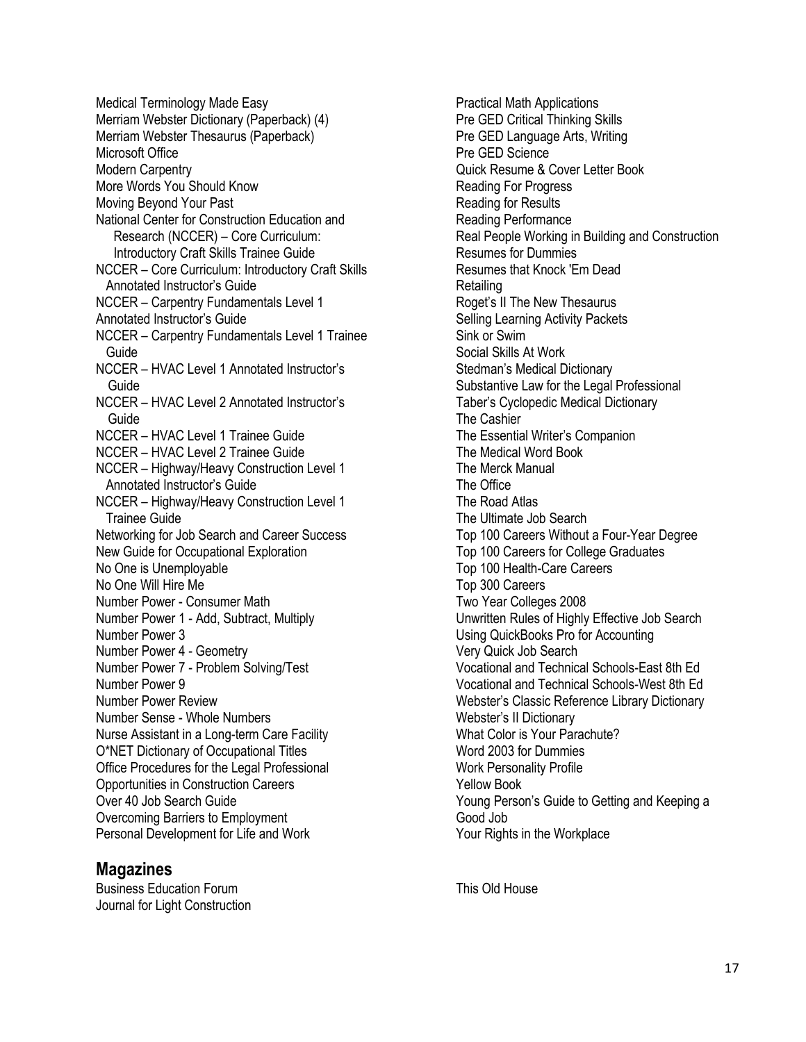Medical Terminology Made Easy
Merriam Webster Dictionary (Paperback) (4)
Merriam Webster Thesaurus (Paperback)
Microsoft Office
Modern Carpentry
More Words You Should Know
Moving Beyond Your Past
National Center for Construction Education and Research (NCCER) – Core Curriculum: Introductory Craft Skills Trainee Guide
NCCER – Core Curriculum: Introductory Craft Skills Annotated Instructor's Guide
NCCER – Carpentry Fundamentals Level 1
Annotated Instructor's Guide
NCCER – Carpentry Fundamentals Level 1 Trainee Guide
NCCER – HVAC Level 1 Annotated Instructor's Guide
NCCER – HVAC Level 2 Annotated Instructor's Guide
NCCER – HVAC Level 1 Trainee Guide
NCCER – HVAC Level 2 Trainee Guide
NCCER – Highway/Heavy Construction Level 1 Annotated Instructor's Guide
NCCER – Highway/Heavy Construction Level 1 Trainee Guide
Networking for Job Search and Career Success
New Guide for Occupational Exploration
No One is Unemployable
No One Will Hire Me
Number Power - Consumer Math
Number Power 1 - Add, Subtract, Multiply
Number Power 3
Number Power 4 - Geometry
Number Power 7 - Problem Solving/Test
Number Power 9
Number Power Review
Number Sense - Whole Numbers
Nurse Assistant in a Long-term Care Facility
O*NET Dictionary of Occupational Titles
Office Procedures for the Legal Professional
Opportunities in Construction Careers
Over 40 Job Search Guide
Overcoming Barriers to Employment
Personal Development for Life and Work
Practical Math Applications
Pre GED Critical Thinking Skills
Pre GED Language Arts, Writing
Pre GED Science
Quick Resume & Cover Letter Book
Reading For Progress
Reading for Results
Reading Performance
Real People Working in Building and Construction
Resumes for Dummies
Resumes that Knock 'Em Dead
Retailing
Roget's II The New Thesaurus
Selling Learning Activity Packets
Sink or Swim
Social Skills At Work
Stedman's Medical Dictionary
Substantive Law for the Legal Professional
Taber's Cyclopedic Medical Dictionary
The Cashier
The Essential Writer's Companion
The Medical Word Book
The Merck Manual
The Office
The Road Atlas
The Ultimate Job Search
Top 100 Careers Without a Four-Year Degree
Top 100 Careers for College Graduates
Top 100 Health-Care Careers
Top 300 Careers
Two Year Colleges 2008
Unwritten Rules of Highly Effective Job Search
Using QuickBooks Pro for Accounting
Very Quick Job Search
Vocational and Technical Schools-East 8th Ed
Vocational and Technical Schools-West 8th Ed
Webster's Classic Reference Library Dictionary
Webster's II Dictionary
What Color is Your Parachute?
Word 2003 for Dummies
Work Personality Profile
Yellow Book
Young Person's Guide to Getting and Keeping a Good Job
Your Rights in the Workplace

## Magazines

Business Education Forum
Journal for Light Construction
This Old House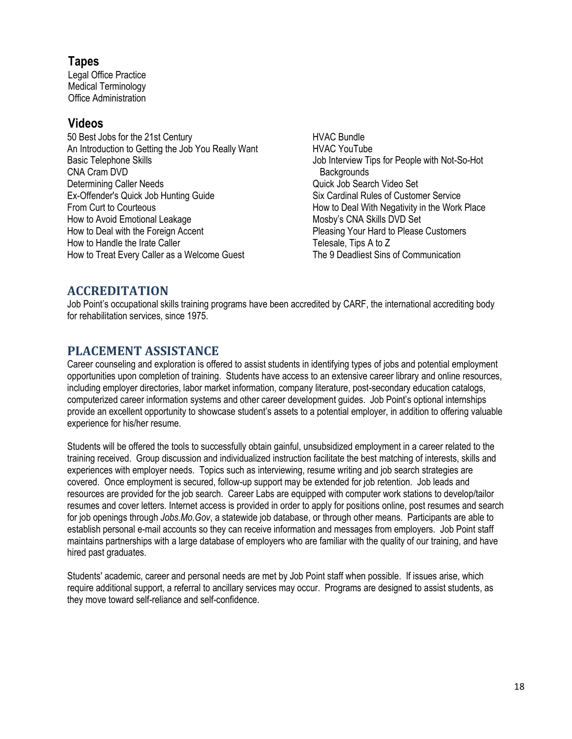### Tapes

Legal Office Practice
Medical Terminology
Office Administration

### Videos

50 Best Jobs for the 21st Century
An Introduction to Getting the Job You Really Want
Basic Telephone Skills
CNA Cram DVD
Determining Caller Needs
Ex-Offender's Quick Job Hunting Guide
From Curt to Courteous
How to Avoid Emotional Leakage
How to Deal with the Foreign Accent
How to Handle the Irate Caller
How to Treat Every Caller as a Welcome Guest
HVAC Bundle
HVAC YouTube
Job Interview Tips for People with Not-So-Hot Backgrounds
Quick Job Search Video Set
Six Cardinal Rules of Customer Service
How to Deal With Negativity in the Work Place
Mosby's CNA Skills DVD Set
Pleasing Your Hard to Please Customers
Telesale, Tips A to Z
The 9 Deadliest Sins of Communication

## ACCREDITATION

Job Point's occupational skills training programs have been accredited by CARF, the international accrediting body for rehabilitation services, since 1975.

## PLACEMENT ASSISTANCE

Career counseling and exploration is offered to assist students in identifying types of jobs and potential employment opportunities upon completion of training. Students have access to an extensive career library and online resources, including employer directories, labor market information, company literature, post-secondary education catalogs, computerized career information systems and other career development guides. Job Point's optional internships provide an excellent opportunity to showcase student's assets to a potential employer, in addition to offering valuable experience for his/her resume.

Students will be offered the tools to successfully obtain gainful, unsubsidized employment in a career related to the training received. Group discussion and individualized instruction facilitate the best matching of interests, skills and experiences with employer needs. Topics such as interviewing, resume writing and job search strategies are covered. Once employment is secured, follow-up support may be extended for job retention. Job leads and resources are provided for the job search. Career Labs are equipped with computer work stations to develop/tailor resumes and cover letters. Internet access is provided in order to apply for positions online, post resumes and search for job openings through *Jobs.Mo.Gov*, a statewide job database, or through other means. Participants are able to establish personal e-mail accounts so they can receive information and messages from employers. Job Point staff maintains partnerships with a large database of employers who are familiar with the quality of our training, and have hired past graduates.

Students' academic, career and personal needs are met by Job Point staff when possible. If issues arise, which require additional support, a referral to ancillary services may occur. Programs are designed to assist students, as they move toward self-reliance and self-confidence.